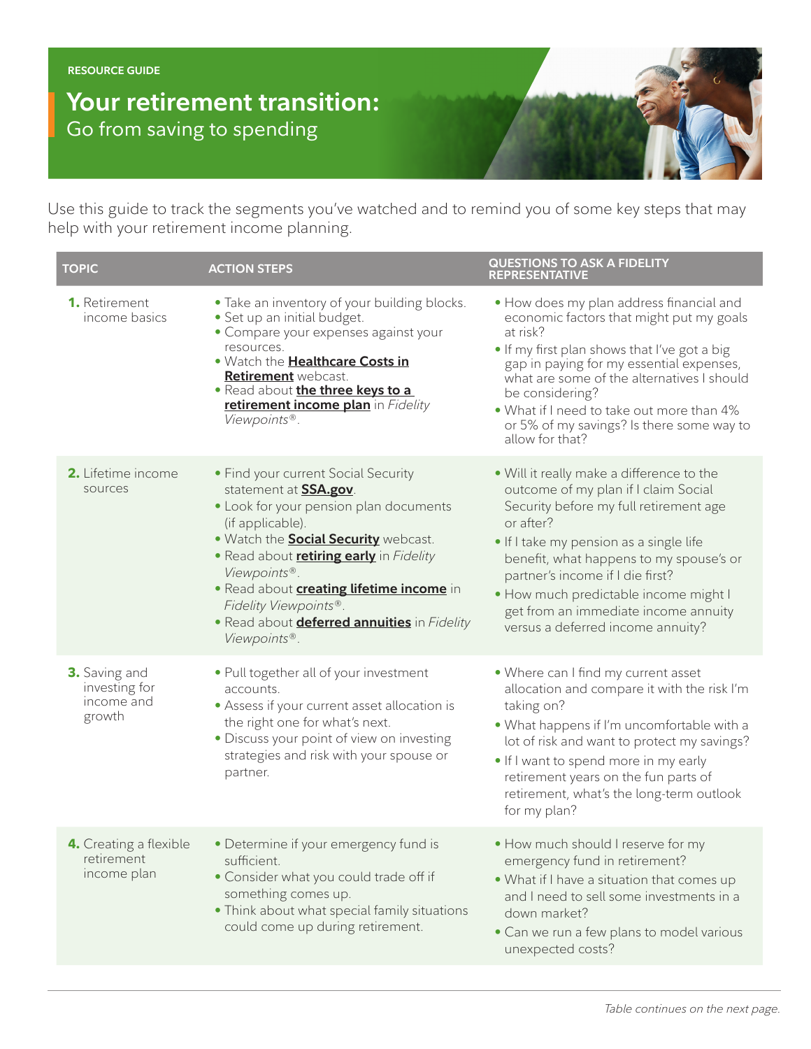RESOURCE GUIDE

# Your retirement transition:

## Go from saving to spending

Use this guide to track the segments you've watched and to remind you of some key steps that may help with your retirement income planning.

| TOPIC | ACTION STEPS | QUESTIONS TO ASK A FIDELITY REPRESENTATIVE |
| --- | --- | --- |
| **1.** Retirement income basics | • Take an inventory of your building blocks.<br>• Set up an initial budget.<br>• Compare your expenses against your resources.<br>• Watch the **Healthcare Costs in Retirement** webcast.<br>• Read about **the three keys to a retirement income plan** in *Fidelity Viewpoints®*. | • How does my plan address financial and economic factors that might put my goals at risk?<br>• If my first plan shows that I've got a big gap in paying for my essential expenses, what are some of the alternatives I should be considering?<br>• What if I need to take out more than 4% or 5% of my savings? Is there some way to allow for that? |
| **2.** Lifetime income sources | • Find your current Social Security statement at **SSA.gov**.<br>• Look for your pension plan documents (if applicable).<br>• Watch the **Social Security** webcast.<br>• Read about **retiring early** in *Fidelity Viewpoints®*.<br>• Read about **creating lifetime income** in *Fidelity Viewpoints®*.<br>• Read about **deferred annuities** in *Fidelity Viewpoints®*. | • Will it really make a difference to the outcome of my plan if I claim Social Security before my full retirement age or after?<br>• If I take my pension as a single life benefit, what happens to my spouse's or partner's income if I die first?<br>• How much predictable income might I get from an immediate income annuity versus a deferred income annuity? |
| **3.** Saving and investing for income and growth | • Pull together all of your investment accounts.<br>• Assess if your current asset allocation is the right one for what's next.<br>• Discuss your point of view on investing strategies and risk with your spouse or partner. | • Where can I find my current asset allocation and compare it with the risk I'm taking on?<br>• What happens if I'm uncomfortable with a lot of risk and want to protect my savings?<br>• If I want to spend more in my early retirement years on the fun parts of retirement, what's the long-term outlook for my plan? |
| **4.** Creating a flexible retirement income plan | • Determine if your emergency fund is sufficient.<br>• Consider what you could trade off if something comes up.<br>• Think about what special family situations could come up during retirement. | • How much should I reserve for my emergency fund in retirement?<br>• What if I have a situation that comes up and I need to sell some investments in a down market?<br>• Can we run a few plans to model various unexpected costs? |

*Table continues on the next page.*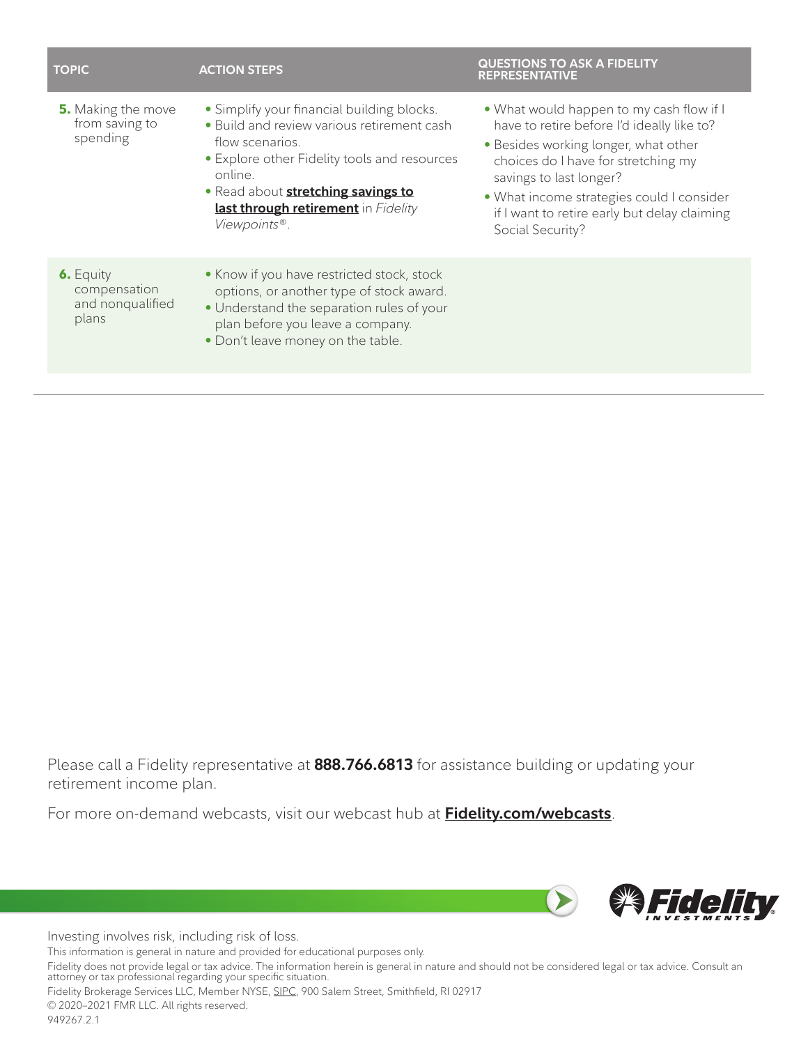| TOPIC | ACTION STEPS | QUESTIONS TO ASK A FIDELITY REPRESENTATIVE |
|---|---|---|
| **5.** Making the move from saving to spending | • Simplify your financial building blocks.<br>• Build and review various retirement cash flow scenarios.<br>• Explore other Fidelity tools and resources online.<br>• Read about **stretching savings to last through retirement** in *Fidelity Viewpoints®*. | • What would happen to my cash flow if I have to retire before I'd ideally like to?<br>• Besides working longer, what other choices do I have for stretching my savings to last longer?<br>• What income strategies could I consider if I want to retire early but delay claiming Social Security? |
| **6.** Equity compensation and nonqualified plans | • Know if you have restricted stock, stock options, or another type of stock award.<br>• Understand the separation rules of your plan before you leave a company.<br>• Don't leave money on the table. | |

Please call a Fidelity representative at **888.766.6813** for assistance building or updating your retirement income plan.

For more on-demand webcasts, visit our webcast hub at **Fidelity.com/webcasts**.

Investing involves risk, including risk of loss.

This information is general in nature and provided for educational purposes only.

Fidelity does not provide legal or tax advice. The information herein is general in nature and should not be considered legal or tax advice. Consult an attorney or tax professional regarding your specific situation.

Fidelity Brokerage Services LLC, Member NYSE, SIPC, 900 Salem Street, Smithfield, RI 02917

© 2020–2021 FMR LLC. All rights reserved.

949267.2.1